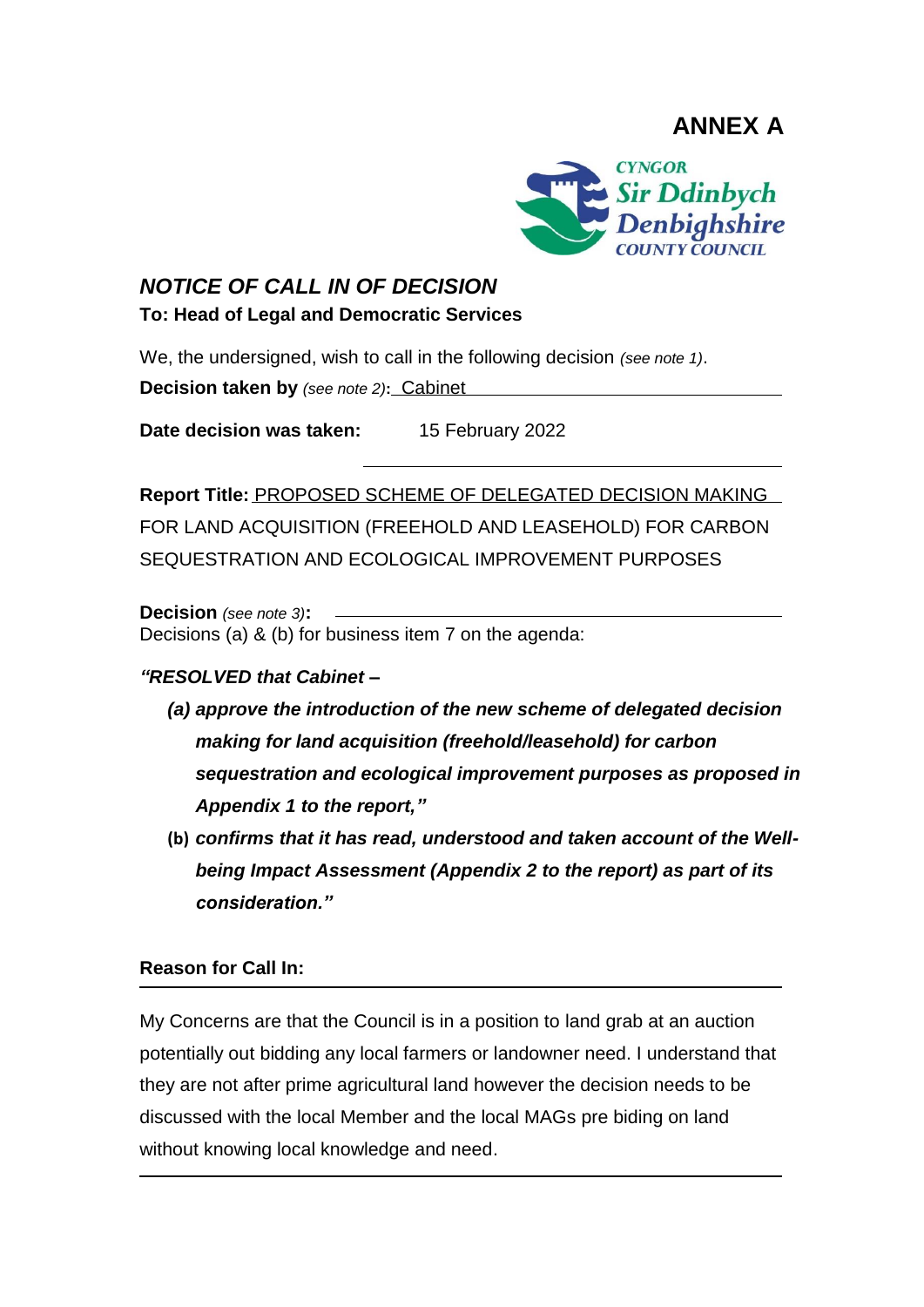# ANNEX A

CYNGOR Sir Ddinbych Denbighshire COUNTY COUNCIL

## *NOTICE OF CALL IN OF DECISION*

**To: Head of Legal and Democratic Services**

We, the undersigned, wish to call in the following decision *(see note 1)*.

**Decision taken by** *(see note 2)***:** Cabinet

**Date decision was taken:** 15 February 2022

**Report Title:** PROPOSED SCHEME OF DELEGATED DECISION MAKING FOR LAND ACQUISITION (FREEHOLD AND LEASEHOLD) FOR CARBON SEQUESTRATION AND ECOLOGICAL IMPROVEMENT PURPOSES

**Decision** *(see note 3)***:**
Decisions (a) & (b) for business item 7 on the agenda:

***"RESOLVED that Cabinet –***

- ***(a) approve the introduction of the new scheme of delegated decision making for land acquisition (freehold/leasehold) for carbon sequestration and ecological improvement purposes as proposed in Appendix 1 to the report,"***
- ***(b) confirms that it has read, understood and taken account of the Well-being Impact Assessment (Appendix 2 to the report) as part of its consideration."***

**Reason for Call In:**

My Concerns are that the Council is in a position to land grab at an auction potentially out bidding any local farmers or landowner need. I understand that they are not after prime agricultural land however the decision needs to be discussed with the local Member and the local MAGs pre biding on land without knowing local knowledge and need.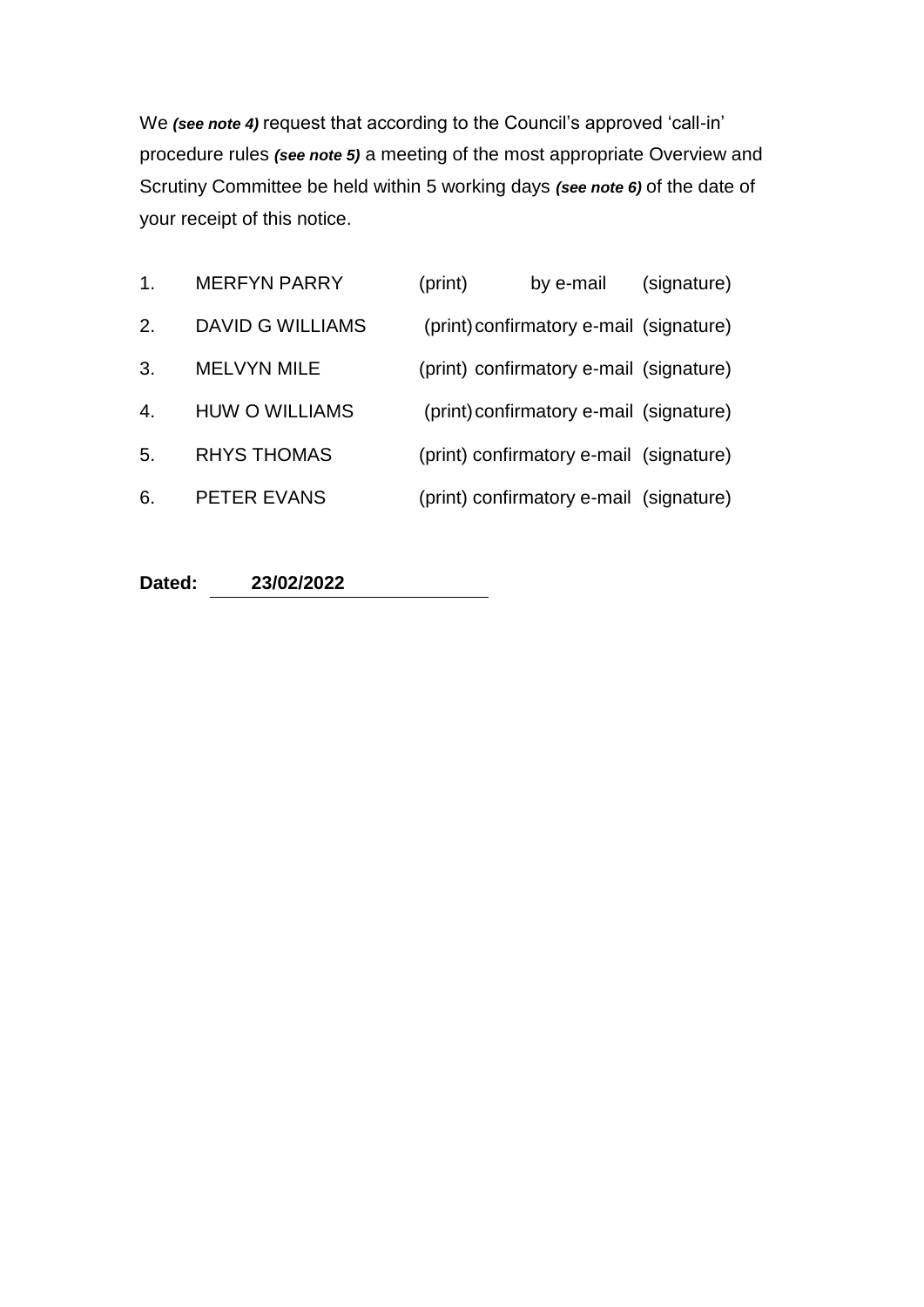We ***(see note 4)*** request that according to the Council's approved 'call-in' procedure rules ***(see note 5)*** a meeting of the most appropriate Overview and Scrutiny Committee be held within 5 working days ***(see note 6)*** of the date of your receipt of this notice.

1. MERFYN PARRY (print) by e-mail (signature)
2. DAVID G WILLIAMS (print) confirmatory e-mail (signature)
3. MELVYN MILE (print) confirmatory e-mail (signature)
4. HUW O WILLIAMS (print) confirmatory e-mail (signature)
5. RHYS THOMAS (print) confirmatory e-mail (signature)
6. PETER EVANS (print) confirmatory e-mail (signature)

**Dated:** **23/02/2022**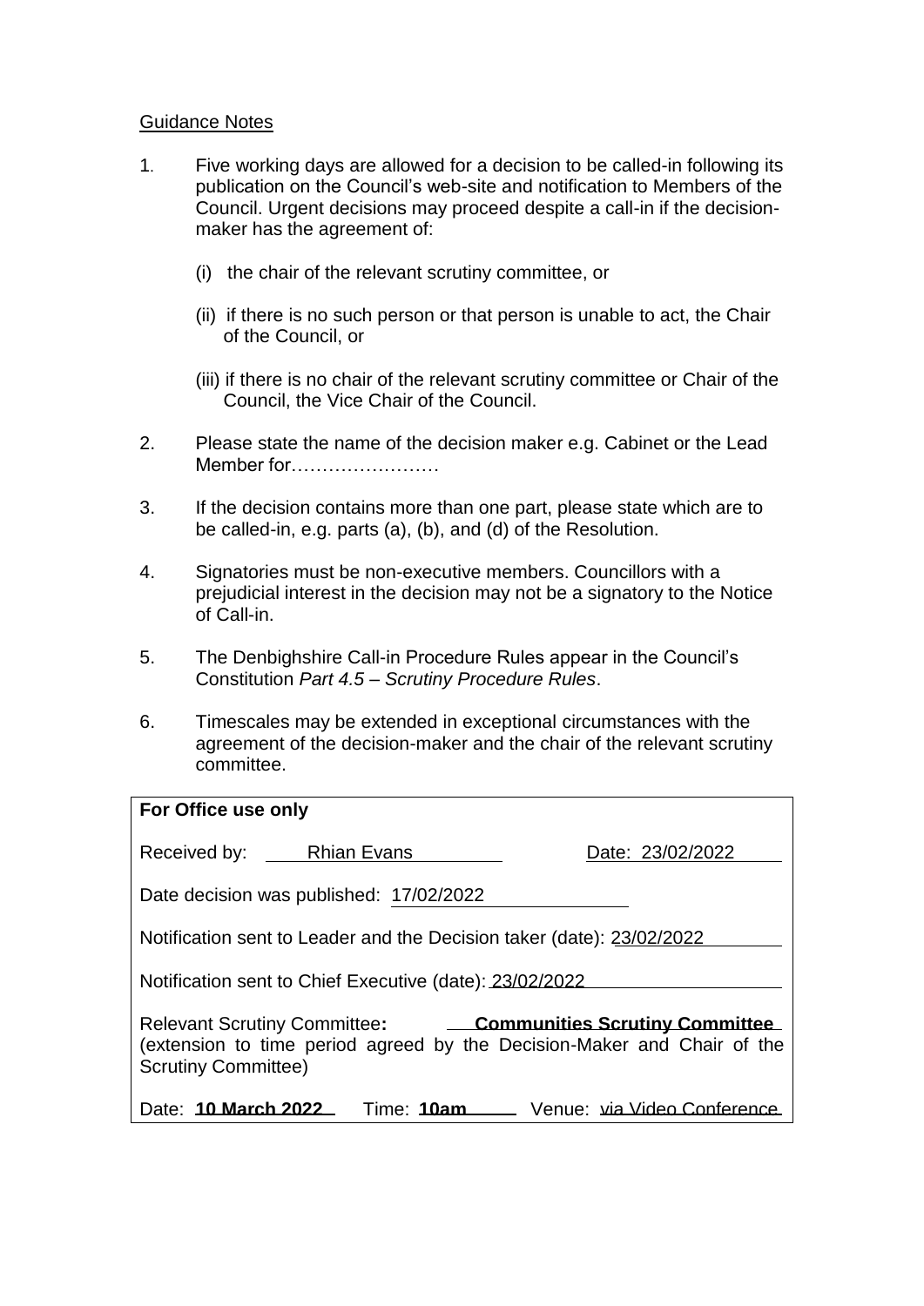Guidance Notes

1. Five working days are allowed for a decision to be called-in following its publication on the Council's web-site and notification to Members of the Council. Urgent decisions may proceed despite a call-in if the decision-maker has the agreement of:

   (i) the chair of the relevant scrutiny committee, or

   (ii) if there is no such person or that person is unable to act, the Chair of the Council, or

   (iii) if there is no chair of the relevant scrutiny committee or Chair of the Council, the Vice Chair of the Council.

2. Please state the name of the decision maker e.g. Cabinet or the Lead Member for……………………

3. If the decision contains more than one part, please state which are to be called-in, e.g. parts (a), (b), and (d) of the Resolution.

4. Signatories must be non-executive members. Councillors with a prejudicial interest in the decision may not be a signatory to the Notice of Call-in.

5. The Denbighshire Call-in Procedure Rules appear in the Council's Constitution *Part 4.5 – Scrutiny Procedure Rules*.

6. Timescales may be extended in exceptional circumstances with the agreement of the decision-maker and the chair of the relevant scrutiny committee.

**For Office use only**

Received by: Rhian Evans Date: 23/02/2022

Date decision was published: 17/02/2022

Notification sent to Leader and the Decision taker (date): 23/02/2022

Notification sent to Chief Executive (date): 23/02/2022

Relevant Scrutiny Committee**:** **Communities Scrutiny Committee** (extension to time period agreed by the Decision-Maker and Chair of the Scrutiny Committee)

Date: **10 March 2022** Time: **10am** Venue: via Video Conference